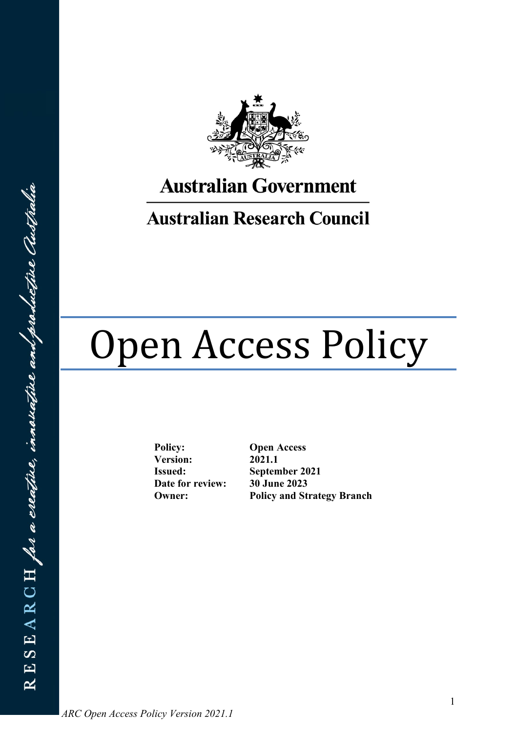**Australian Government**

**Australian Research Council**

# Open Access Policy

| | |
|---|---|
| **Policy:** | **Open Access** |
| **Version:** | **2021.1** |
| **Issued:** | **September 2021** |
| **Date for review:** | **30 June 2023** |
| **Owner:** | **Policy and Strategy Branch** |

RESEARCH *for a creative, innovative and productive Australia*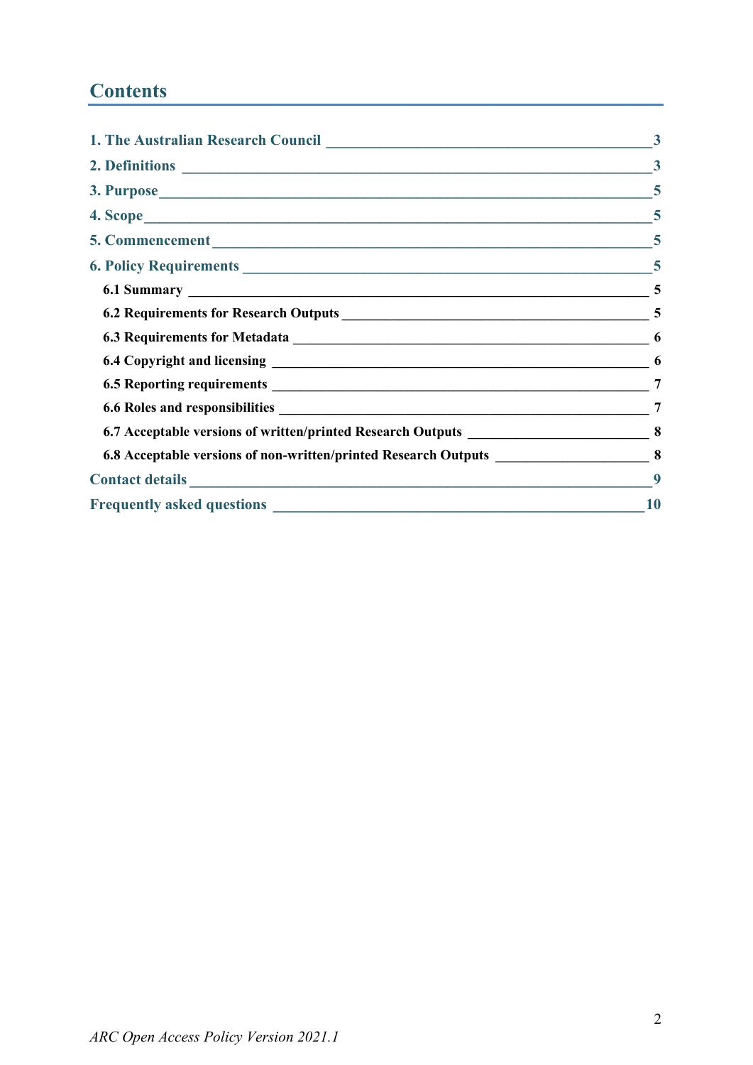## Contents

- 1. The Australian Research Council — 3
- 2. Definitions — 3
- 3. Purpose — 5
- 4. Scope — 5
- 5. Commencement — 5
- 6. Policy Requirements — 5
  - 6.1 Summary — 5
  - 6.2 Requirements for Research Outputs — 5
  - 6.3 Requirements for Metadata — 6
  - 6.4 Copyright and licensing — 6
  - 6.5 Reporting requirements — 7
  - 6.6 Roles and responsibilities — 7
  - 6.7 Acceptable versions of written/printed Research Outputs — 8
  - 6.8 Acceptable versions of non-written/printed Research Outputs — 8
- Contact details — 9
- Frequently asked questions — 10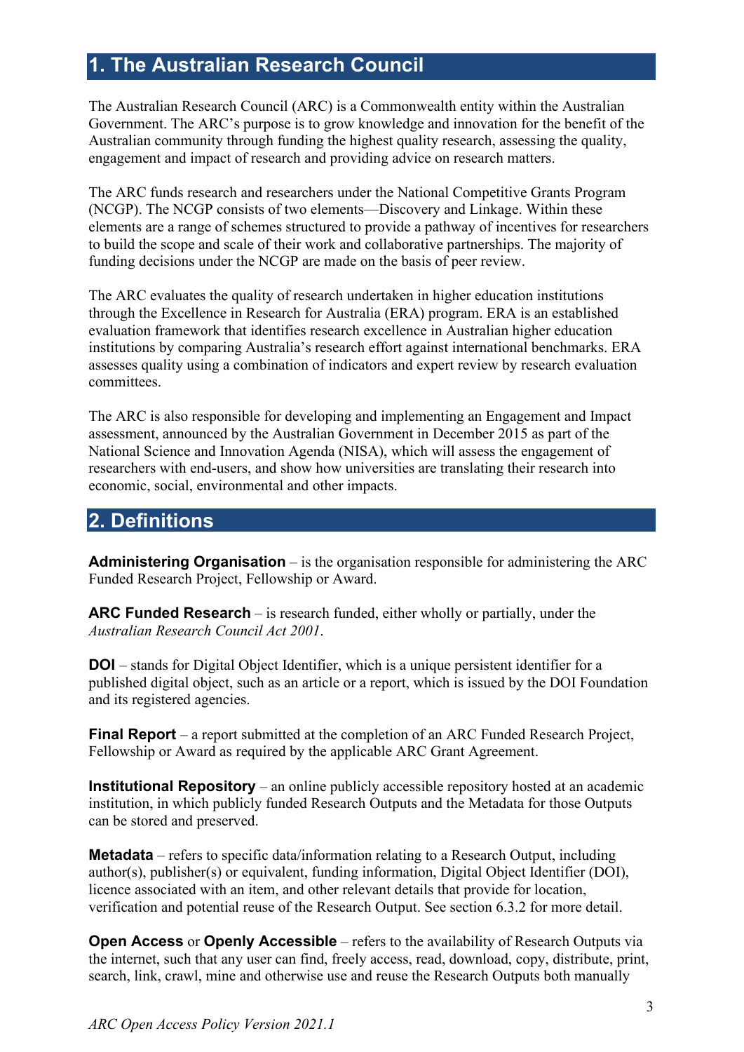## 1. The Australian Research Council

The Australian Research Council (ARC) is a Commonwealth entity within the Australian Government. The ARC's purpose is to grow knowledge and innovation for the benefit of the Australian community through funding the highest quality research, assessing the quality, engagement and impact of research and providing advice on research matters.

The ARC funds research and researchers under the National Competitive Grants Program (NCGP). The NCGP consists of two elements—Discovery and Linkage. Within these elements are a range of schemes structured to provide a pathway of incentives for researchers to build the scope and scale of their work and collaborative partnerships. The majority of funding decisions under the NCGP are made on the basis of peer review.

The ARC evaluates the quality of research undertaken in higher education institutions through the Excellence in Research for Australia (ERA) program. ERA is an established evaluation framework that identifies research excellence in Australian higher education institutions by comparing Australia's research effort against international benchmarks. ERA assesses quality using a combination of indicators and expert review by research evaluation committees.

The ARC is also responsible for developing and implementing an Engagement and Impact assessment, announced by the Australian Government in December 2015 as part of the National Science and Innovation Agenda (NISA), which will assess the engagement of researchers with end-users, and show how universities are translating their research into economic, social, environmental and other impacts.

## 2. Definitions

**Administering Organisation** – is the organisation responsible for administering the ARC Funded Research Project, Fellowship or Award.

**ARC Funded Research** – is research funded, either wholly or partially, under the *Australian Research Council Act 2001*.

**DOI** – stands for Digital Object Identifier, which is a unique persistent identifier for a published digital object, such as an article or a report, which is issued by the DOI Foundation and its registered agencies.

**Final Report** – a report submitted at the completion of an ARC Funded Research Project, Fellowship or Award as required by the applicable ARC Grant Agreement.

**Institutional Repository** – an online publicly accessible repository hosted at an academic institution, in which publicly funded Research Outputs and the Metadata for those Outputs can be stored and preserved.

**Metadata** – refers to specific data/information relating to a Research Output, including author(s), publisher(s) or equivalent, funding information, Digital Object Identifier (DOI), licence associated with an item, and other relevant details that provide for location, verification and potential reuse of the Research Output. See section 6.3.2 for more detail.

**Open Access** or **Openly Accessible** – refers to the availability of Research Outputs via the internet, such that any user can find, freely access, read, download, copy, distribute, print, search, link, crawl, mine and otherwise use and reuse the Research Outputs both manually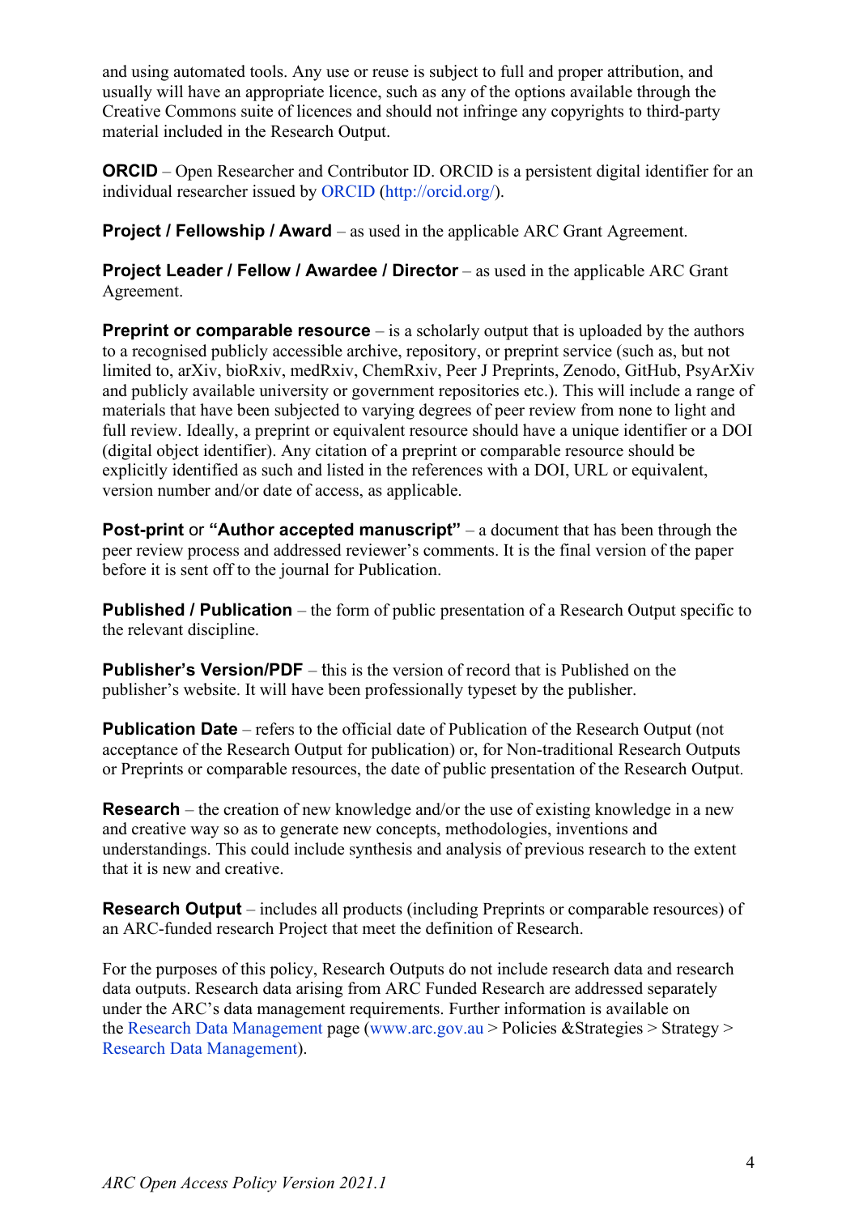and using automated tools. Any use or reuse is subject to full and proper attribution, and usually will have an appropriate licence, such as any of the options available through the Creative Commons suite of licences and should not infringe any copyrights to third-party material included in the Research Output.

**ORCID** – Open Researcher and Contributor ID. ORCID is a persistent digital identifier for an individual researcher issued by ORCID (http://orcid.org/).

**Project / Fellowship / Award** – as used in the applicable ARC Grant Agreement.

**Project Leader / Fellow / Awardee / Director** – as used in the applicable ARC Grant Agreement.

**Preprint or comparable resource** – is a scholarly output that is uploaded by the authors to a recognised publicly accessible archive, repository, or preprint service (such as, but not limited to, arXiv, bioRxiv, medRxiv, ChemRxiv, Peer J Preprints, Zenodo, GitHub, PsyArXiv and publicly available university or government repositories etc.). This will include a range of materials that have been subjected to varying degrees of peer review from none to light and full review. Ideally, a preprint or equivalent resource should have a unique identifier or a DOI (digital object identifier). Any citation of a preprint or comparable resource should be explicitly identified as such and listed in the references with a DOI, URL or equivalent, version number and/or date of access, as applicable.

**Post-print** or **"Author accepted manuscript"** – a document that has been through the peer review process and addressed reviewer's comments. It is the final version of the paper before it is sent off to the journal for Publication.

**Published / Publication** – the form of public presentation of a Research Output specific to the relevant discipline.

**Publisher's Version/PDF** – this is the version of record that is Published on the publisher's website. It will have been professionally typeset by the publisher.

**Publication Date** – refers to the official date of Publication of the Research Output (not acceptance of the Research Output for publication) or, for Non-traditional Research Outputs or Preprints or comparable resources, the date of public presentation of the Research Output.

**Research** – the creation of new knowledge and/or the use of existing knowledge in a new and creative way so as to generate new concepts, methodologies, inventions and understandings. This could include synthesis and analysis of previous research to the extent that it is new and creative.

**Research Output** – includes all products (including Preprints or comparable resources) of an ARC-funded research Project that meet the definition of Research.

For the purposes of this policy, Research Outputs do not include research data and research data outputs. Research data arising from ARC Funded Research are addressed separately under the ARC's data management requirements. Further information is available on the Research Data Management page (www.arc.gov.au > Policies &Strategies > Strategy > Research Data Management).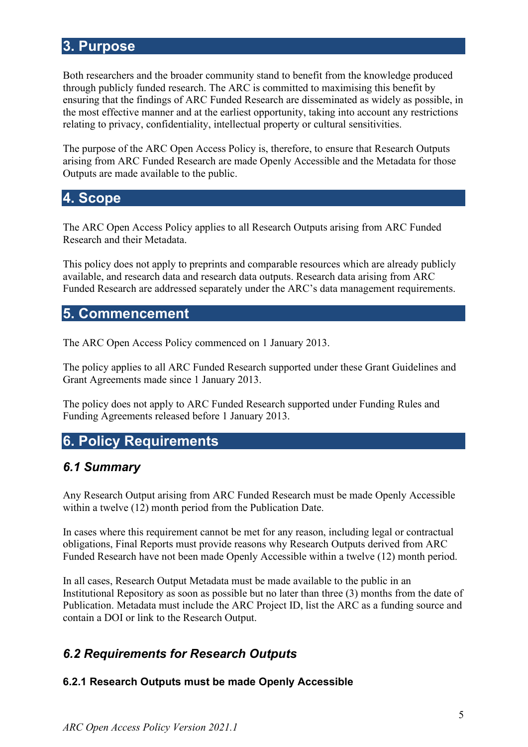## 3. Purpose

Both researchers and the broader community stand to benefit from the knowledge produced through publicly funded research. The ARC is committed to maximising this benefit by ensuring that the findings of ARC Funded Research are disseminated as widely as possible, in the most effective manner and at the earliest opportunity, taking into account any restrictions relating to privacy, confidentiality, intellectual property or cultural sensitivities.

The purpose of the ARC Open Access Policy is, therefore, to ensure that Research Outputs arising from ARC Funded Research are made Openly Accessible and the Metadata for those Outputs are made available to the public.

## 4. Scope

The ARC Open Access Policy applies to all Research Outputs arising from ARC Funded Research and their Metadata.

This policy does not apply to preprints and comparable resources which are already publicly available, and research data and research data outputs. Research data arising from ARC Funded Research are addressed separately under the ARC's data management requirements.

## 5. Commencement

The ARC Open Access Policy commenced on 1 January 2013.

The policy applies to all ARC Funded Research supported under these Grant Guidelines and Grant Agreements made since 1 January 2013.

The policy does not apply to ARC Funded Research supported under Funding Rules and Funding Agreements released before 1 January 2013.

## 6. Policy Requirements

### *6.1 Summary*

Any Research Output arising from ARC Funded Research must be made Openly Accessible within a twelve (12) month period from the Publication Date.

In cases where this requirement cannot be met for any reason, including legal or contractual obligations, Final Reports must provide reasons why Research Outputs derived from ARC Funded Research have not been made Openly Accessible within a twelve (12) month period.

In all cases, Research Output Metadata must be made available to the public in an Institutional Repository as soon as possible but no later than three (3) months from the date of Publication. Metadata must include the ARC Project ID, list the ARC as a funding source and contain a DOI or link to the Research Output.

### *6.2 Requirements for Research Outputs*

#### 6.2.1 Research Outputs must be made Openly Accessible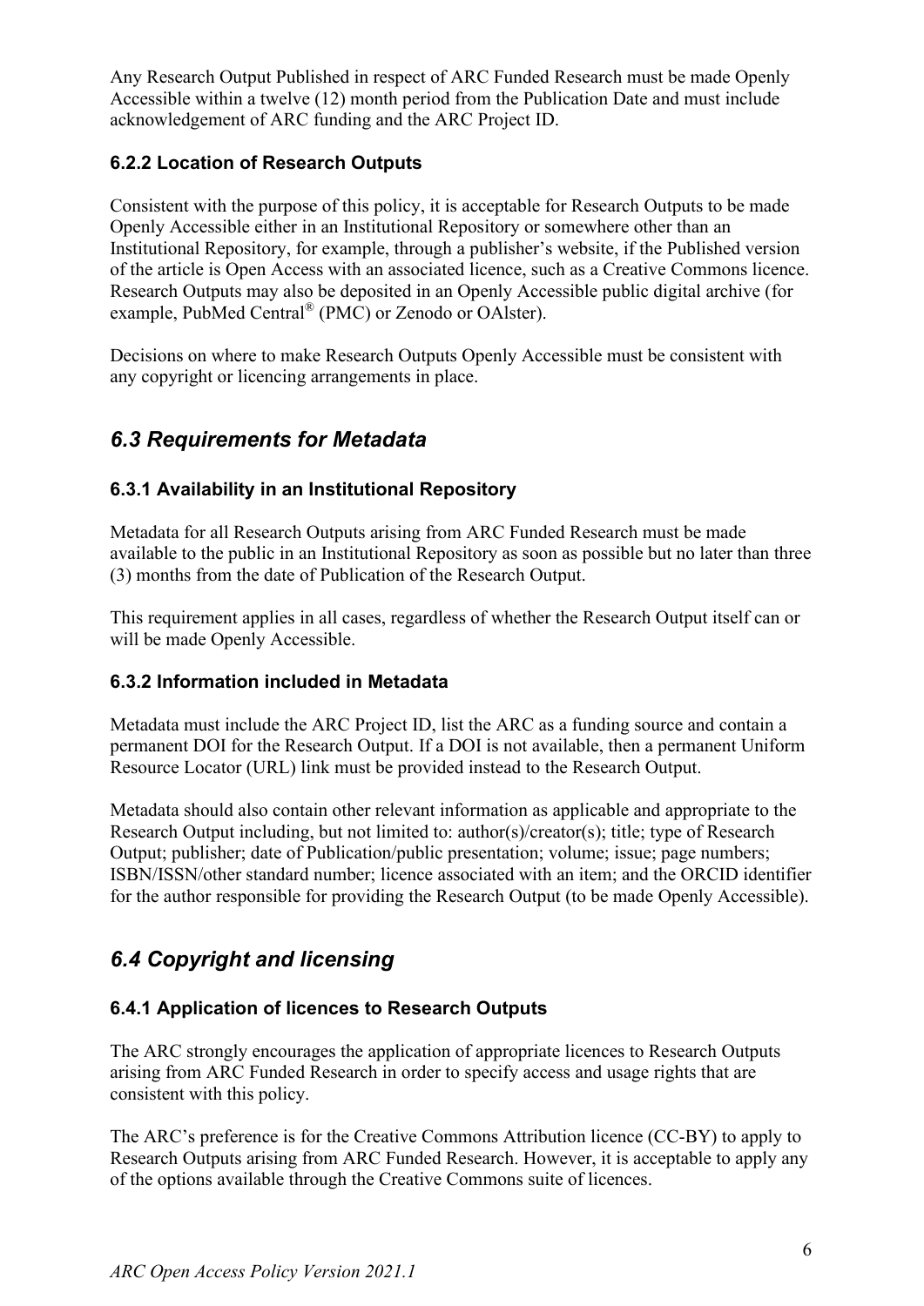Any Research Output Published in respect of ARC Funded Research must be made Openly Accessible within a twelve (12) month period from the Publication Date and must include acknowledgement of ARC funding and the ARC Project ID.

### 6.2.2 Location of Research Outputs

Consistent with the purpose of this policy, it is acceptable for Research Outputs to be made Openly Accessible either in an Institutional Repository or somewhere other than an Institutional Repository, for example, through a publisher's website, if the Published version of the article is Open Access with an associated licence, such as a Creative Commons licence. Research Outputs may also be deposited in an Openly Accessible public digital archive (for example, PubMed Central® (PMC) or Zenodo or OAlster).

Decisions on where to make Research Outputs Openly Accessible must be consistent with any copyright or licencing arrangements in place.

## *6.3 Requirements for Metadata*

### 6.3.1 Availability in an Institutional Repository

Metadata for all Research Outputs arising from ARC Funded Research must be made available to the public in an Institutional Repository as soon as possible but no later than three (3) months from the date of Publication of the Research Output.

This requirement applies in all cases, regardless of whether the Research Output itself can or will be made Openly Accessible.

### 6.3.2 Information included in Metadata

Metadata must include the ARC Project ID, list the ARC as a funding source and contain a permanent DOI for the Research Output. If a DOI is not available, then a permanent Uniform Resource Locator (URL) link must be provided instead to the Research Output.

Metadata should also contain other relevant information as applicable and appropriate to the Research Output including, but not limited to: author(s)/creator(s); title; type of Research Output; publisher; date of Publication/public presentation; volume; issue; page numbers; ISBN/ISSN/other standard number; licence associated with an item; and the ORCID identifier for the author responsible for providing the Research Output (to be made Openly Accessible).

## *6.4 Copyright and licensing*

### 6.4.1 Application of licences to Research Outputs

The ARC strongly encourages the application of appropriate licences to Research Outputs arising from ARC Funded Research in order to specify access and usage rights that are consistent with this policy.

The ARC's preference is for the Creative Commons Attribution licence (CC-BY) to apply to Research Outputs arising from ARC Funded Research. However, it is acceptable to apply any of the options available through the Creative Commons suite of licences.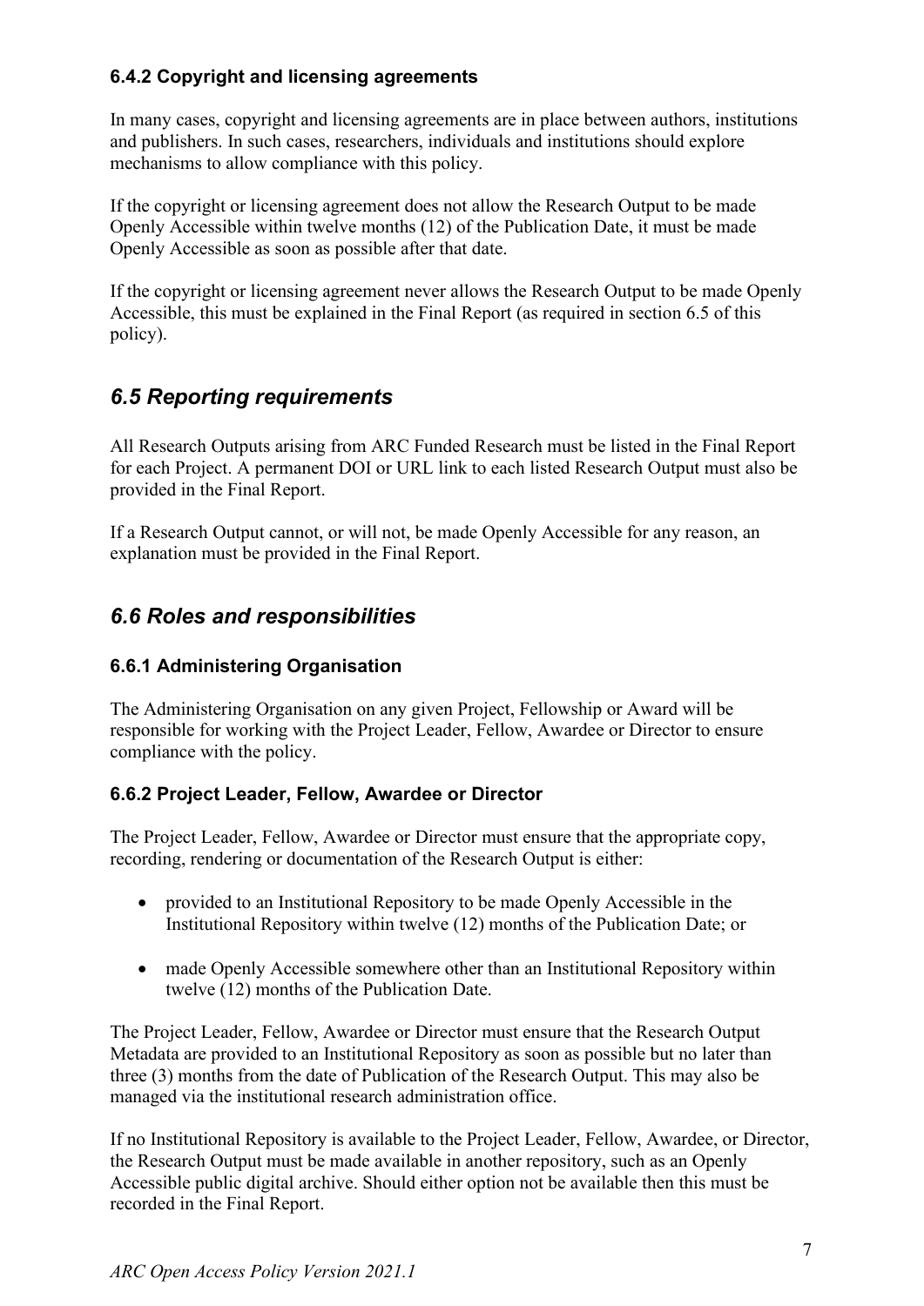### 6.4.2 Copyright and licensing agreements

In many cases, copyright and licensing agreements are in place between authors, institutions and publishers. In such cases, researchers, individuals and institutions should explore mechanisms to allow compliance with this policy.

If the copyright or licensing agreement does not allow the Research Output to be made Openly Accessible within twelve months (12) of the Publication Date, it must be made Openly Accessible as soon as possible after that date.

If the copyright or licensing agreement never allows the Research Output to be made Openly Accessible, this must be explained in the Final Report (as required in section 6.5 of this policy).

## *6.5 Reporting requirements*

All Research Outputs arising from ARC Funded Research must be listed in the Final Report for each Project. A permanent DOI or URL link to each listed Research Output must also be provided in the Final Report.

If a Research Output cannot, or will not, be made Openly Accessible for any reason, an explanation must be provided in the Final Report.

## *6.6 Roles and responsibilities*

### 6.6.1 Administering Organisation

The Administering Organisation on any given Project, Fellowship or Award will be responsible for working with the Project Leader, Fellow, Awardee or Director to ensure compliance with the policy.

### 6.6.2 Project Leader, Fellow, Awardee or Director

The Project Leader, Fellow, Awardee or Director must ensure that the appropriate copy, recording, rendering or documentation of the Research Output is either:

- provided to an Institutional Repository to be made Openly Accessible in the Institutional Repository within twelve (12) months of the Publication Date; or
- made Openly Accessible somewhere other than an Institutional Repository within twelve (12) months of the Publication Date.

The Project Leader, Fellow, Awardee or Director must ensure that the Research Output Metadata are provided to an Institutional Repository as soon as possible but no later than three (3) months from the date of Publication of the Research Output. This may also be managed via the institutional research administration office.

If no Institutional Repository is available to the Project Leader, Fellow, Awardee, or Director, the Research Output must be made available in another repository, such as an Openly Accessible public digital archive. Should either option not be available then this must be recorded in the Final Report.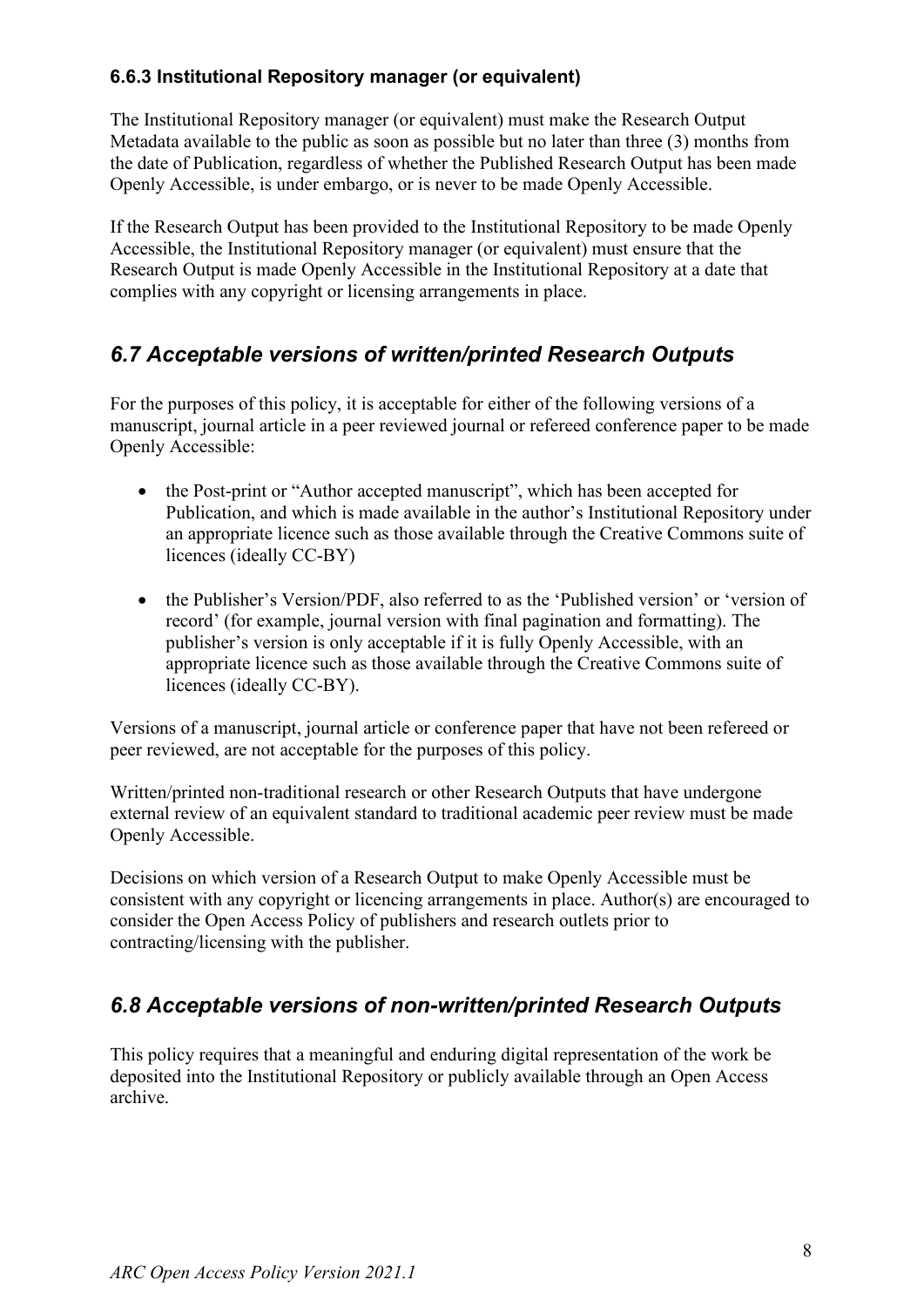#### 6.6.3 Institutional Repository manager (or equivalent)

The Institutional Repository manager (or equivalent) must make the Research Output Metadata available to the public as soon as possible but no later than three (3) months from the date of Publication, regardless of whether the Published Research Output has been made Openly Accessible, is under embargo, or is never to be made Openly Accessible.

If the Research Output has been provided to the Institutional Repository to be made Openly Accessible, the Institutional Repository manager (or equivalent) must ensure that the Research Output is made Openly Accessible in the Institutional Repository at a date that complies with any copyright or licensing arrangements in place.

### *6.7 Acceptable versions of written/printed Research Outputs*

For the purposes of this policy, it is acceptable for either of the following versions of a manuscript, journal article in a peer reviewed journal or refereed conference paper to be made Openly Accessible:

- the Post-print or "Author accepted manuscript", which has been accepted for Publication, and which is made available in the author's Institutional Repository under an appropriate licence such as those available through the Creative Commons suite of licences (ideally CC-BY)

- the Publisher's Version/PDF, also referred to as the 'Published version' or 'version of record' (for example, journal version with final pagination and formatting). The publisher's version is only acceptable if it is fully Openly Accessible, with an appropriate licence such as those available through the Creative Commons suite of licences (ideally CC-BY).

Versions of a manuscript, journal article or conference paper that have not been refereed or peer reviewed, are not acceptable for the purposes of this policy.

Written/printed non-traditional research or other Research Outputs that have undergone external review of an equivalent standard to traditional academic peer review must be made Openly Accessible.

Decisions on which version of a Research Output to make Openly Accessible must be consistent with any copyright or licencing arrangements in place. Author(s) are encouraged to consider the Open Access Policy of publishers and research outlets prior to contracting/licensing with the publisher.

### *6.8 Acceptable versions of non-written/printed Research Outputs*

This policy requires that a meaningful and enduring digital representation of the work be deposited into the Institutional Repository or publicly available through an Open Access archive.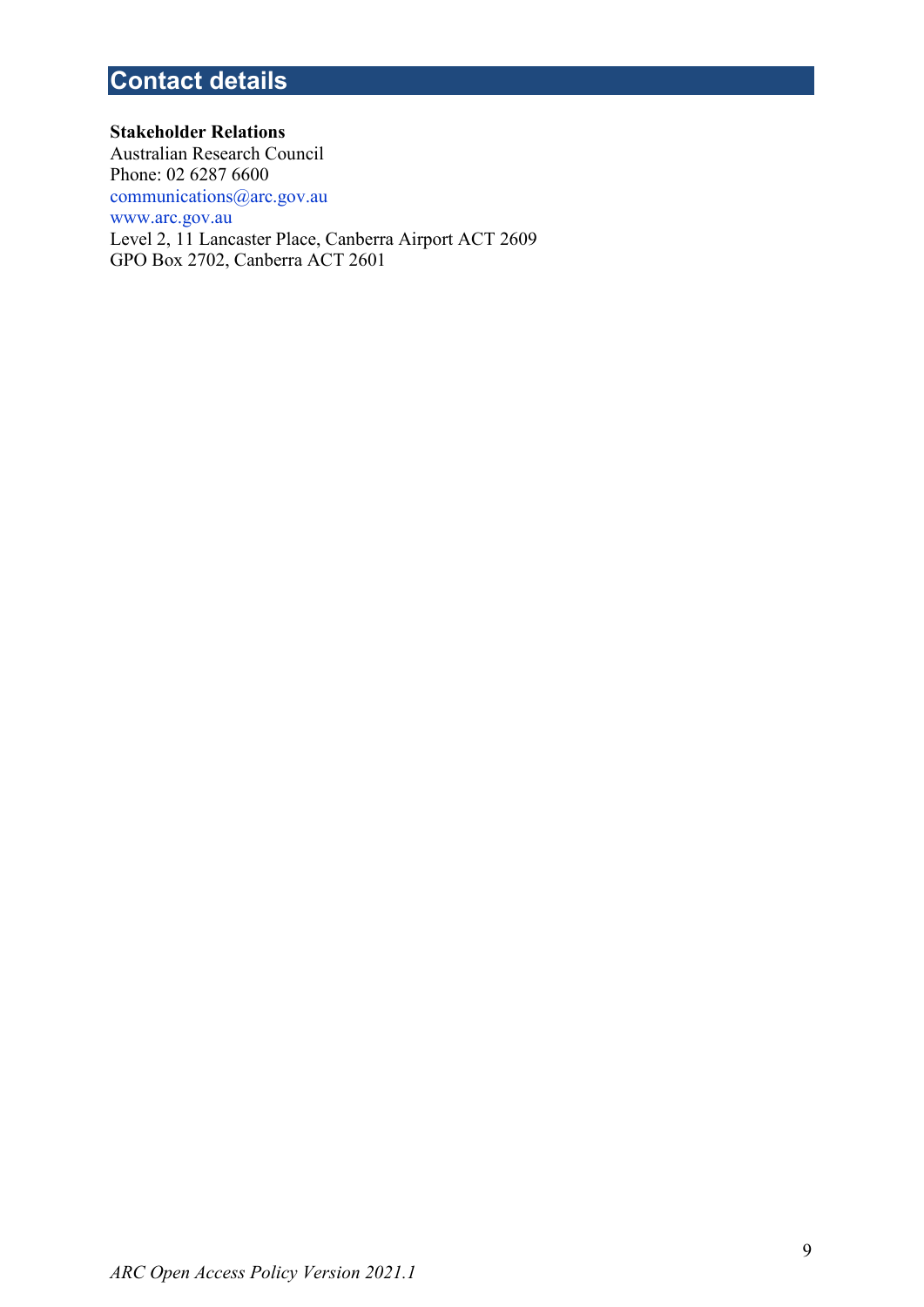# Contact details

**Stakeholder Relations**
Australian Research Council
Phone: 02 6287 6600
communications@arc.gov.au
www.arc.gov.au
Level 2, 11 Lancaster Place, Canberra Airport ACT 2609
GPO Box 2702, Canberra ACT 2601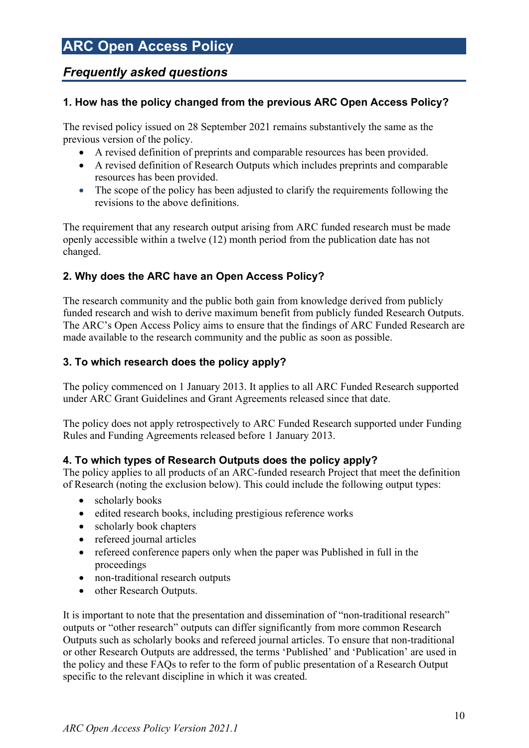# ARC Open Access Policy

## *Frequently asked questions*

### 1. How has the policy changed from the previous ARC Open Access Policy?

The revised policy issued on 28 September 2021 remains substantively the same as the previous version of the policy.

- A revised definition of preprints and comparable resources has been provided.
- A revised definition of Research Outputs which includes preprints and comparable resources has been provided.
- The scope of the policy has been adjusted to clarify the requirements following the revisions to the above definitions.

The requirement that any research output arising from ARC funded research must be made openly accessible within a twelve (12) month period from the publication date has not changed.

### 2. Why does the ARC have an Open Access Policy?

The research community and the public both gain from knowledge derived from publicly funded research and wish to derive maximum benefit from publicly funded Research Outputs. The ARC's Open Access Policy aims to ensure that the findings of ARC Funded Research are made available to the research community and the public as soon as possible.

### 3. To which research does the policy apply?

The policy commenced on 1 January 2013. It applies to all ARC Funded Research supported under ARC Grant Guidelines and Grant Agreements released since that date.

The policy does not apply retrospectively to ARC Funded Research supported under Funding Rules and Funding Agreements released before 1 January 2013.

### 4. To which types of Research Outputs does the policy apply?

The policy applies to all products of an ARC-funded research Project that meet the definition of Research (noting the exclusion below). This could include the following output types:

- scholarly books
- edited research books, including prestigious reference works
- scholarly book chapters
- refereed journal articles
- refereed conference papers only when the paper was Published in full in the proceedings
- non-traditional research outputs
- other Research Outputs.

It is important to note that the presentation and dissemination of "non-traditional research" outputs or "other research" outputs can differ significantly from more common Research Outputs such as scholarly books and refereed journal articles. To ensure that non-traditional or other Research Outputs are addressed, the terms 'Published' and 'Publication' are used in the policy and these FAQs to refer to the form of public presentation of a Research Output specific to the relevant discipline in which it was created.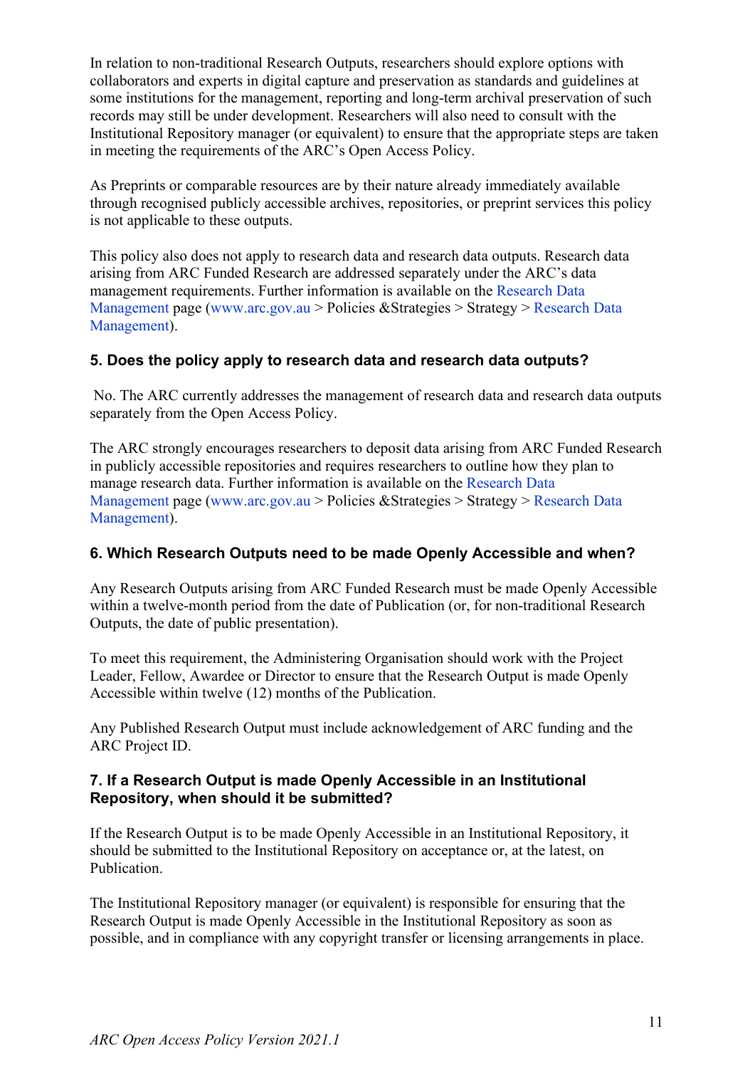In relation to non-traditional Research Outputs, researchers should explore options with collaborators and experts in digital capture and preservation as standards and guidelines at some institutions for the management, reporting and long-term archival preservation of such records may still be under development. Researchers will also need to consult with the Institutional Repository manager (or equivalent) to ensure that the appropriate steps are taken in meeting the requirements of the ARC's Open Access Policy.

As Preprints or comparable resources are by their nature already immediately available through recognised publicly accessible archives, repositories, or preprint services this policy is not applicable to these outputs.

This policy also does not apply to research data and research data outputs. Research data arising from ARC Funded Research are addressed separately under the ARC's data management requirements. Further information is available on the Research Data Management page (www.arc.gov.au > Policies &Strategies > Strategy > Research Data Management).

### 5. Does the policy apply to research data and research data outputs?

No. The ARC currently addresses the management of research data and research data outputs separately from the Open Access Policy.

The ARC strongly encourages researchers to deposit data arising from ARC Funded Research in publicly accessible repositories and requires researchers to outline how they plan to manage research data. Further information is available on the Research Data Management page (www.arc.gov.au > Policies &Strategies > Strategy > Research Data Management).

### 6. Which Research Outputs need to be made Openly Accessible and when?

Any Research Outputs arising from ARC Funded Research must be made Openly Accessible within a twelve-month period from the date of Publication (or, for non-traditional Research Outputs, the date of public presentation).

To meet this requirement, the Administering Organisation should work with the Project Leader, Fellow, Awardee or Director to ensure that the Research Output is made Openly Accessible within twelve (12) months of the Publication.

Any Published Research Output must include acknowledgement of ARC funding and the ARC Project ID.

### 7. If a Research Output is made Openly Accessible in an Institutional Repository, when should it be submitted?

If the Research Output is to be made Openly Accessible in an Institutional Repository, it should be submitted to the Institutional Repository on acceptance or, at the latest, on Publication.

The Institutional Repository manager (or equivalent) is responsible for ensuring that the Research Output is made Openly Accessible in the Institutional Repository as soon as possible, and in compliance with any copyright transfer or licensing arrangements in place.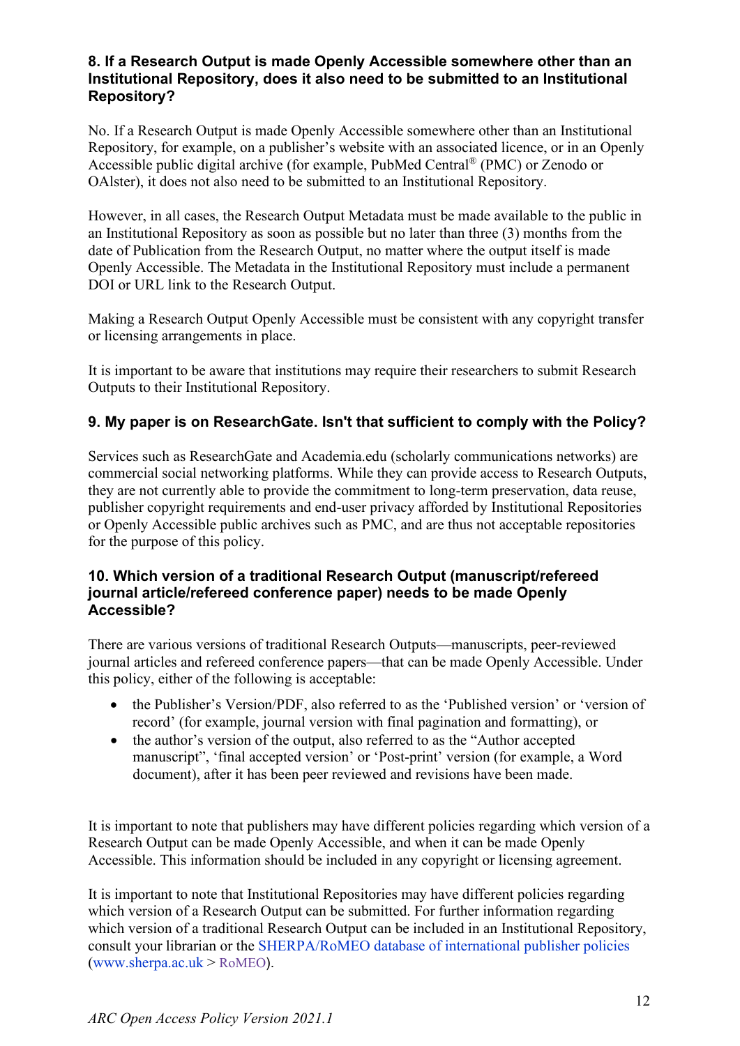### 8. If a Research Output is made Openly Accessible somewhere other than an Institutional Repository, does it also need to be submitted to an Institutional Repository?

No. If a Research Output is made Openly Accessible somewhere other than an Institutional Repository, for example, on a publisher's website with an associated licence, or in an Openly Accessible public digital archive (for example, PubMed Central® (PMC) or Zenodo or OAIster), it does not also need to be submitted to an Institutional Repository.

However, in all cases, the Research Output Metadata must be made available to the public in an Institutional Repository as soon as possible but no later than three (3) months from the date of Publication from the Research Output, no matter where the output itself is made Openly Accessible. The Metadata in the Institutional Repository must include a permanent DOI or URL link to the Research Output.

Making a Research Output Openly Accessible must be consistent with any copyright transfer or licensing arrangements in place.

It is important to be aware that institutions may require their researchers to submit Research Outputs to their Institutional Repository.

### 9. My paper is on ResearchGate. Isn't that sufficient to comply with the Policy?

Services such as ResearchGate and Academia.edu (scholarly communications networks) are commercial social networking platforms. While they can provide access to Research Outputs, they are not currently able to provide the commitment to long-term preservation, data reuse, publisher copyright requirements and end-user privacy afforded by Institutional Repositories or Openly Accessible public archives such as PMC, and are thus not acceptable repositories for the purpose of this policy.

### 10. Which version of a traditional Research Output (manuscript/refereed journal article/refereed conference paper) needs to be made Openly Accessible?

There are various versions of traditional Research Outputs—manuscripts, peer-reviewed journal articles and refereed conference papers—that can be made Openly Accessible. Under this policy, either of the following is acceptable:

- the Publisher's Version/PDF, also referred to as the 'Published version' or 'version of record' (for example, journal version with final pagination and formatting), or
- the author's version of the output, also referred to as the "Author accepted manuscript", 'final accepted version' or 'Post-print' version (for example, a Word document), after it has been peer reviewed and revisions have been made.

It is important to note that publishers may have different policies regarding which version of a Research Output can be made Openly Accessible, and when it can be made Openly Accessible. This information should be included in any copyright or licensing agreement.

It is important to note that Institutional Repositories may have different policies regarding which version of a Research Output can be submitted. For further information regarding which version of a traditional Research Output can be included in an Institutional Repository, consult your librarian or the SHERPA/RoMEO database of international publisher policies (www.sherpa.ac.uk > RoMEO).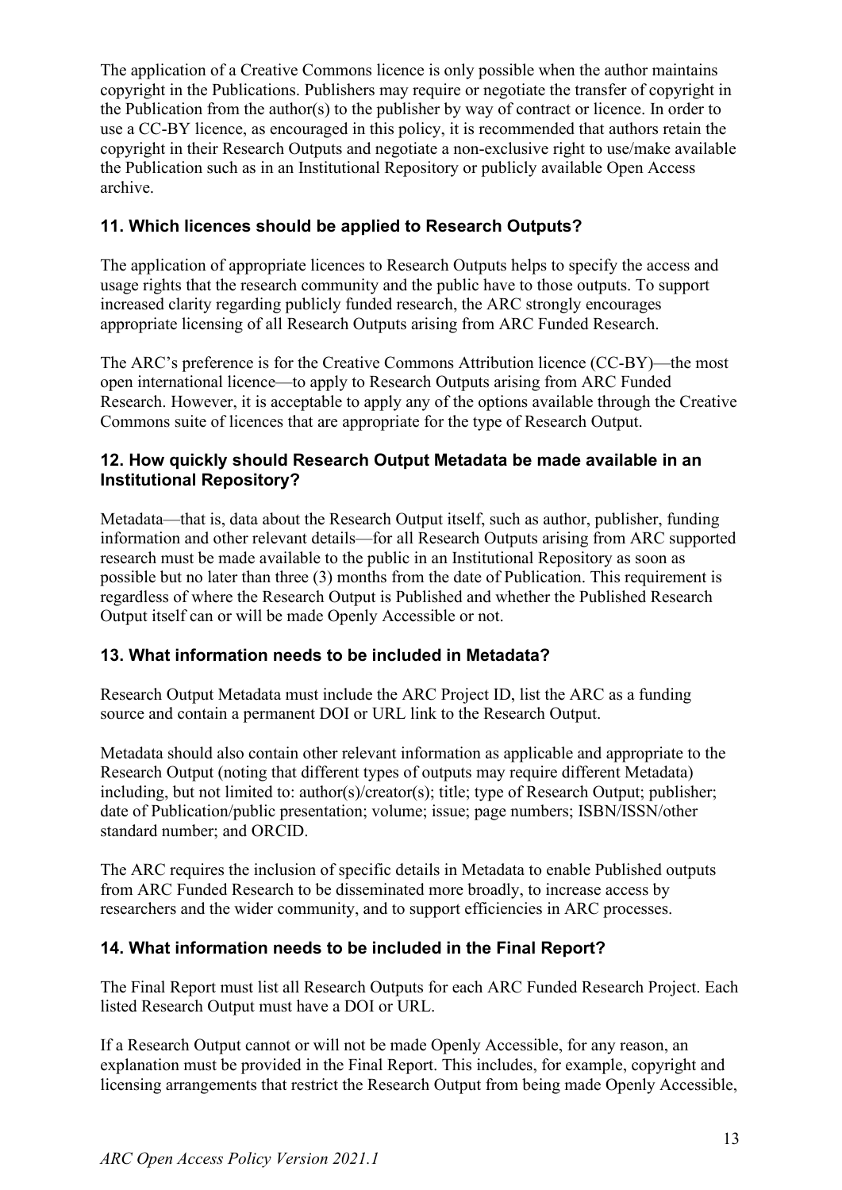The application of a Creative Commons licence is only possible when the author maintains copyright in the Publications. Publishers may require or negotiate the transfer of copyright in the Publication from the author(s) to the publisher by way of contract or licence. In order to use a CC-BY licence, as encouraged in this policy, it is recommended that authors retain the copyright in their Research Outputs and negotiate a non-exclusive right to use/make available the Publication such as in an Institutional Repository or publicly available Open Access archive.

### 11. Which licences should be applied to Research Outputs?

The application of appropriate licences to Research Outputs helps to specify the access and usage rights that the research community and the public have to those outputs. To support increased clarity regarding publicly funded research, the ARC strongly encourages appropriate licensing of all Research Outputs arising from ARC Funded Research.

The ARC's preference is for the Creative Commons Attribution licence (CC-BY)—the most open international licence—to apply to Research Outputs arising from ARC Funded Research. However, it is acceptable to apply any of the options available through the Creative Commons suite of licences that are appropriate for the type of Research Output.

### 12. How quickly should Research Output Metadata be made available in an Institutional Repository?

Metadata—that is, data about the Research Output itself, such as author, publisher, funding information and other relevant details—for all Research Outputs arising from ARC supported research must be made available to the public in an Institutional Repository as soon as possible but no later than three (3) months from the date of Publication. This requirement is regardless of where the Research Output is Published and whether the Published Research Output itself can or will be made Openly Accessible or not.

### 13. What information needs to be included in Metadata?

Research Output Metadata must include the ARC Project ID, list the ARC as a funding source and contain a permanent DOI or URL link to the Research Output.

Metadata should also contain other relevant information as applicable and appropriate to the Research Output (noting that different types of outputs may require different Metadata) including, but not limited to: author(s)/creator(s); title; type of Research Output; publisher; date of Publication/public presentation; volume; issue; page numbers; ISBN/ISSN/other standard number; and ORCID.

The ARC requires the inclusion of specific details in Metadata to enable Published outputs from ARC Funded Research to be disseminated more broadly, to increase access by researchers and the wider community, and to support efficiencies in ARC processes.

### 14. What information needs to be included in the Final Report?

The Final Report must list all Research Outputs for each ARC Funded Research Project. Each listed Research Output must have a DOI or URL.

If a Research Output cannot or will not be made Openly Accessible, for any reason, an explanation must be provided in the Final Report. This includes, for example, copyright and licensing arrangements that restrict the Research Output from being made Openly Accessible,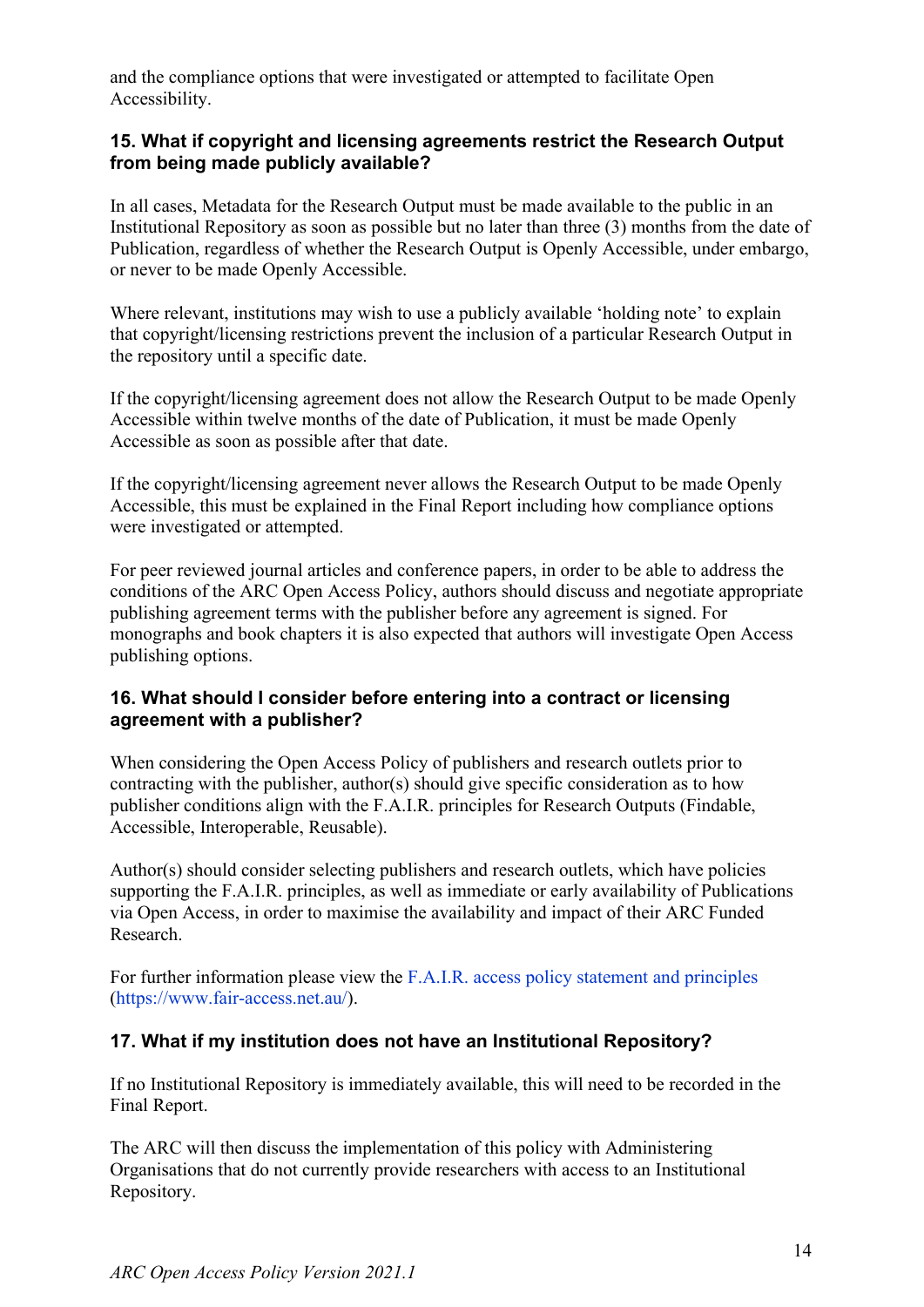and the compliance options that were investigated or attempted to facilitate Open Accessibility.

### 15. What if copyright and licensing agreements restrict the Research Output from being made publicly available?

In all cases, Metadata for the Research Output must be made available to the public in an Institutional Repository as soon as possible but no later than three (3) months from the date of Publication, regardless of whether the Research Output is Openly Accessible, under embargo, or never to be made Openly Accessible.

Where relevant, institutions may wish to use a publicly available 'holding note' to explain that copyright/licensing restrictions prevent the inclusion of a particular Research Output in the repository until a specific date.

If the copyright/licensing agreement does not allow the Research Output to be made Openly Accessible within twelve months of the date of Publication, it must be made Openly Accessible as soon as possible after that date.

If the copyright/licensing agreement never allows the Research Output to be made Openly Accessible, this must be explained in the Final Report including how compliance options were investigated or attempted.

For peer reviewed journal articles and conference papers, in order to be able to address the conditions of the ARC Open Access Policy, authors should discuss and negotiate appropriate publishing agreement terms with the publisher before any agreement is signed. For monographs and book chapters it is also expected that authors will investigate Open Access publishing options.

### 16. What should I consider before entering into a contract or licensing agreement with a publisher?

When considering the Open Access Policy of publishers and research outlets prior to contracting with the publisher, author(s) should give specific consideration as to how publisher conditions align with the F.A.I.R. principles for Research Outputs (Findable, Accessible, Interoperable, Reusable).

Author(s) should consider selecting publishers and research outlets, which have policies supporting the F.A.I.R. principles, as well as immediate or early availability of Publications via Open Access, in order to maximise the availability and impact of their ARC Funded Research.

For further information please view the [F.A.I.R. access policy statement and principles](https://www.fair-access.net.au/) (https://www.fair-access.net.au/).

### 17. What if my institution does not have an Institutional Repository?

If no Institutional Repository is immediately available, this will need to be recorded in the Final Report.

The ARC will then discuss the implementation of this policy with Administering Organisations that do not currently provide researchers with access to an Institutional Repository.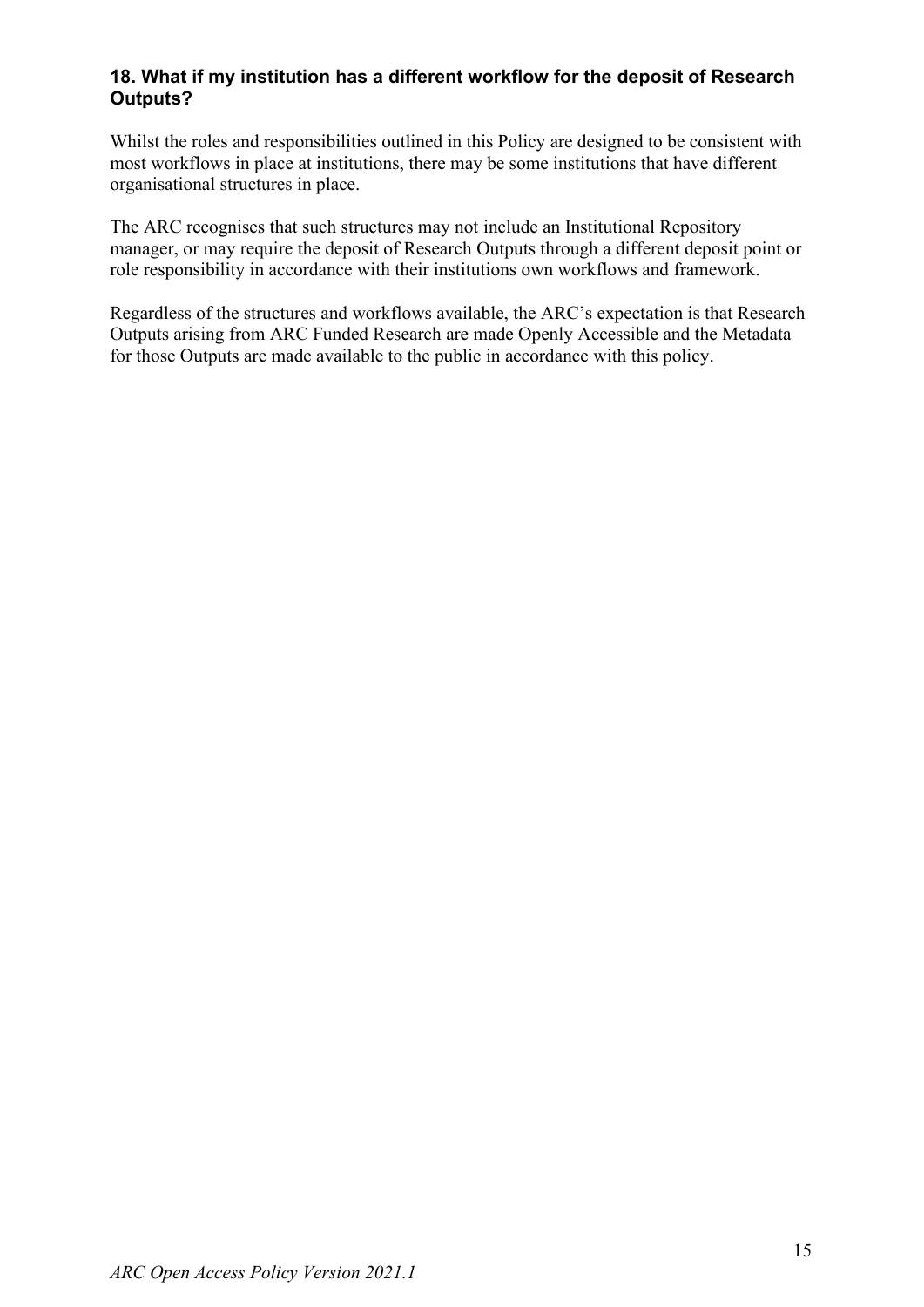### 18. What if my institution has a different workflow for the deposit of Research Outputs?

Whilst the roles and responsibilities outlined in this Policy are designed to be consistent with most workflows in place at institutions, there may be some institutions that have different organisational structures in place.

The ARC recognises that such structures may not include an Institutional Repository manager, or may require the deposit of Research Outputs through a different deposit point or role responsibility in accordance with their institutions own workflows and framework.

Regardless of the structures and workflows available, the ARC's expectation is that Research Outputs arising from ARC Funded Research are made Openly Accessible and the Metadata for those Outputs are made available to the public in accordance with this policy.